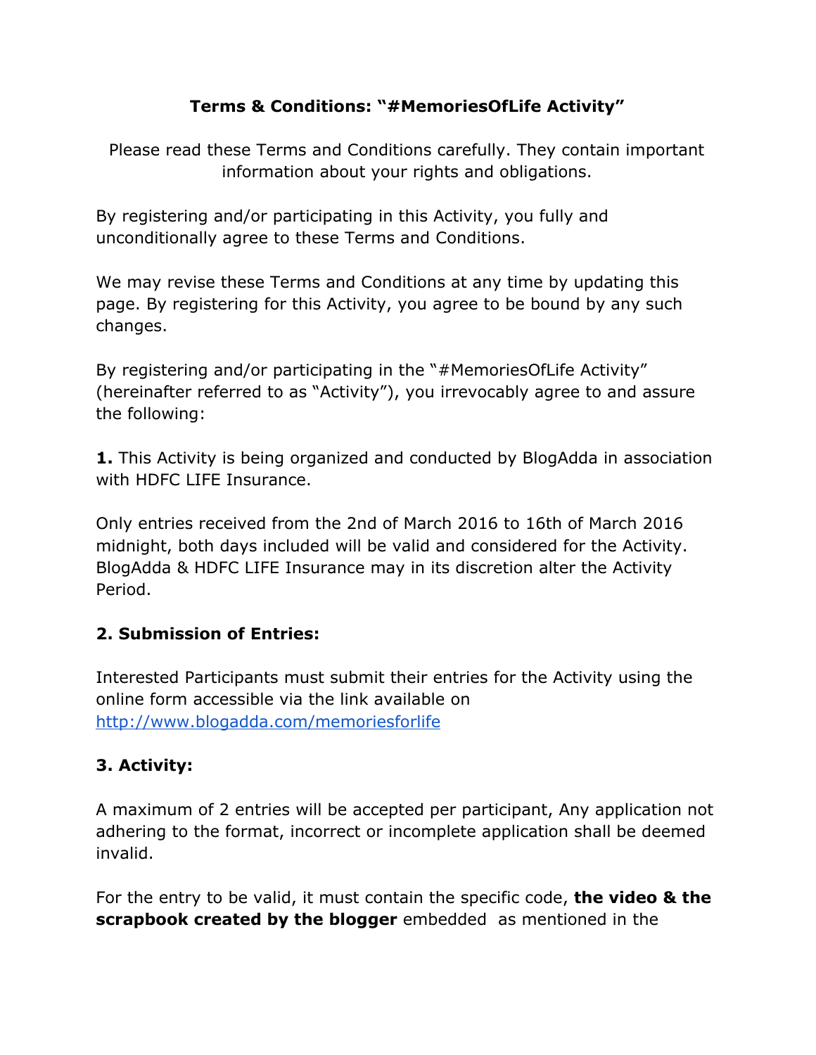**Terms & Conditions: "#MemoriesOfLife Activity"**

Please read these Terms and Conditions carefully. They contain important information about your rights and obligations.

By registering and/or participating in this Activity, you fully and unconditionally agree to these Terms and Conditions.

We may revise these Terms and Conditions at any time by updating this page. By registering for this Activity, you agree to be bound by any such changes.

By registering and/or participating in the "#MemoriesOfLife Activity" (hereinafter referred to as "Activity"), you irrevocably agree to and assure the following:

**1.** This Activity is being organized and conducted by BlogAdda in association with HDFC LIFE Insurance.

Only entries received from the 2nd of March 2016 to 16th of March 2016 midnight, both days included will be valid and considered for the Activity. BlogAdda & HDFC LIFE Insurance may in its discretion alter the Activity Period.

**2. Submission of Entries:**

Interested Participants must submit their entries for the Activity using the online form accessible via the link available on [http://www.blogadda.com/memoriesforlife](http://www.blogadda.com/memoriesforlife)

**3. Activity:**

A maximum of 2 entries will be accepted per participant, Any application not adhering to the format, incorrect or incomplete application shall be deemed invalid.

For the entry to be valid, it must contain the specific code, **the video & the scrapbook created by the blogger** embedded as mentioned in the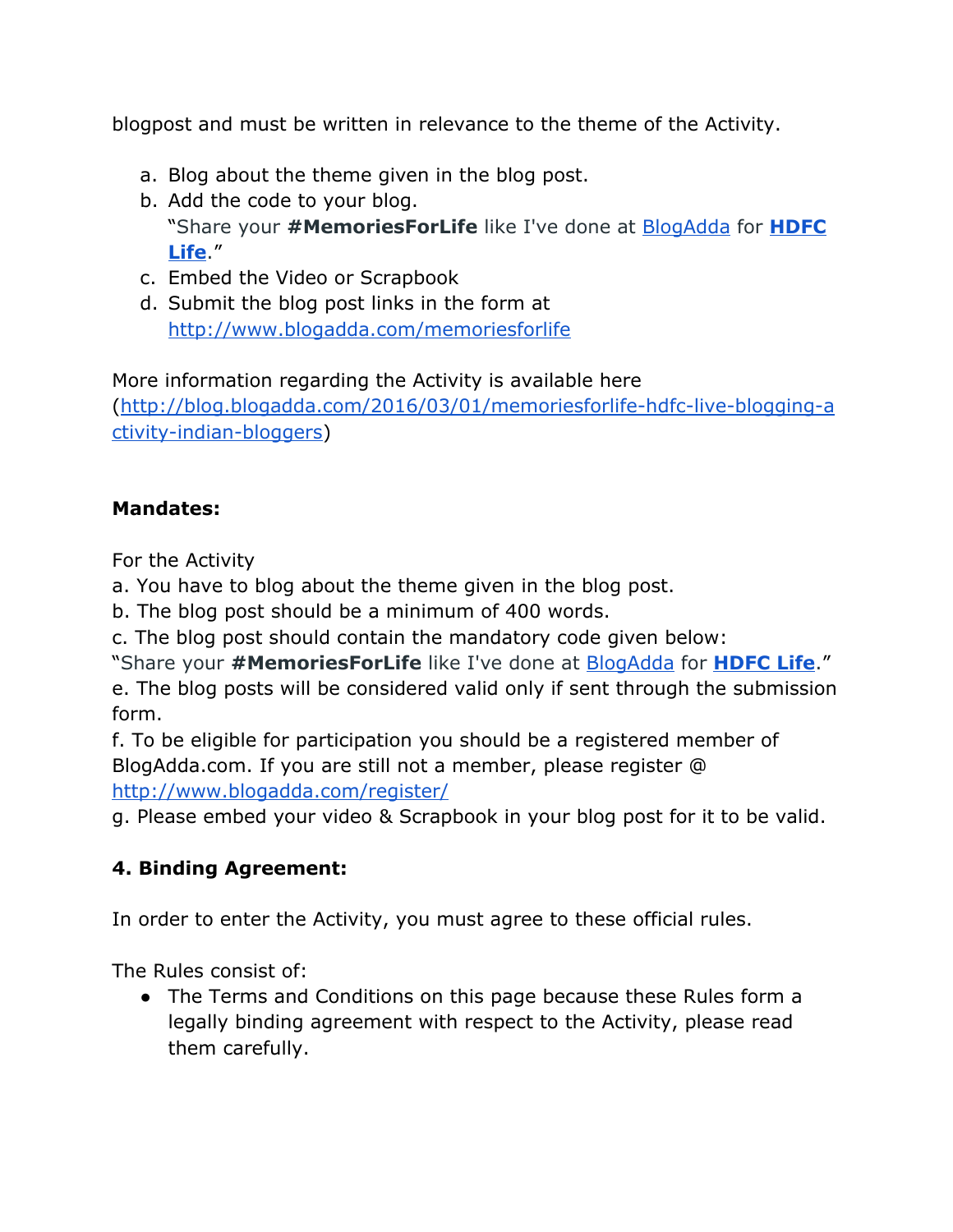blogpost and must be written in relevance to the theme of the Activity.

a. Blog about the theme given in the blog post.
b. Add the code to your blog.
   "Share your **#MemoriesForLife** like I've done at [BlogAdda](http://www.blogadda.com) for **[HDFC Life](http://www.hdfclife.com)**."
c. Embed the Video or Scrapbook
d. Submit the blog post links in the form at [http://www.blogadda.com/memoriesforlife](http://www.blogadda.com/memoriesforlife)

More information regarding the Activity is available here ([http://blog.blogadda.com/2016/03/01/memoriesforlife-hdfc-live-blogging-activity-indian-bloggers](http://blog.blogadda.com/2016/03/01/memoriesforlife-hdfc-live-blogging-activity-indian-bloggers))

**Mandates:**

For the Activity
a. You have to blog about the theme given in the blog post.
b. The blog post should be a minimum of 400 words.
c. The blog post should contain the mandatory code given below:
"Share your **#MemoriesForLife** like I've done at [BlogAdda](http://www.blogadda.com) for **[HDFC Life](http://www.hdfclife.com)**."
e. The blog posts will be considered valid only if sent through the submission form.
f. To be eligible for participation you should be a registered member of BlogAdda.com. If you are still not a member, please register @ [http://www.blogadda.com/register/](http://www.blogadda.com/register/)
g. Please embed your video & Scrapbook in your blog post for it to be valid.

**4. Binding Agreement:**

In order to enter the Activity, you must agree to these official rules.

The Rules consist of:

- The Terms and Conditions on this page because these Rules form a legally binding agreement with respect to the Activity, please read them carefully.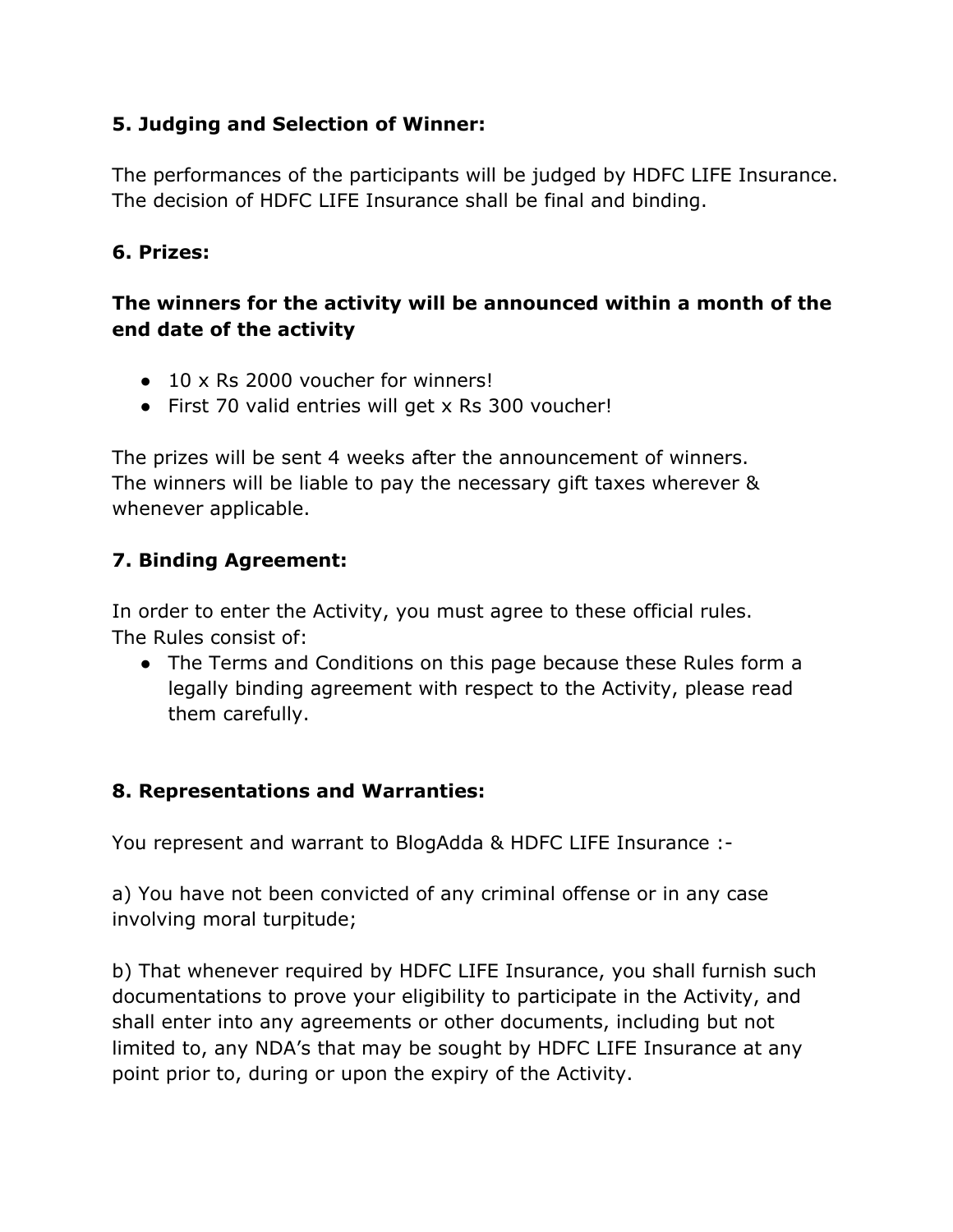**5. Judging and Selection of Winner:**

The performances of the participants will be judged by HDFC LIFE Insurance. The decision of HDFC LIFE Insurance shall be final and binding.

**6. Prizes:**

**The winners for the activity will be announced within a month of the end date of the activity**

- 10 x Rs 2000 voucher for winners!
- First 70 valid entries will get x Rs 300 voucher!

The prizes will be sent 4 weeks after the announcement of winners.
The winners will be liable to pay the necessary gift taxes wherever & whenever applicable.

**7. Binding Agreement:**

In order to enter the Activity, you must agree to these official rules.
The Rules consist of:

- The Terms and Conditions on this page because these Rules form a legally binding agreement with respect to the Activity, please read them carefully.

**8. Representations and Warranties:**

You represent and warrant to BlogAdda & HDFC LIFE Insurance :-

a) You have not been convicted of any criminal offense or in any case involving moral turpitude;

b) That whenever required by HDFC LIFE Insurance, you shall furnish such documentations to prove your eligibility to participate in the Activity, and shall enter into any agreements or other documents, including but not limited to, any NDA's that may be sought by HDFC LIFE Insurance at any point prior to, during or upon the expiry of the Activity.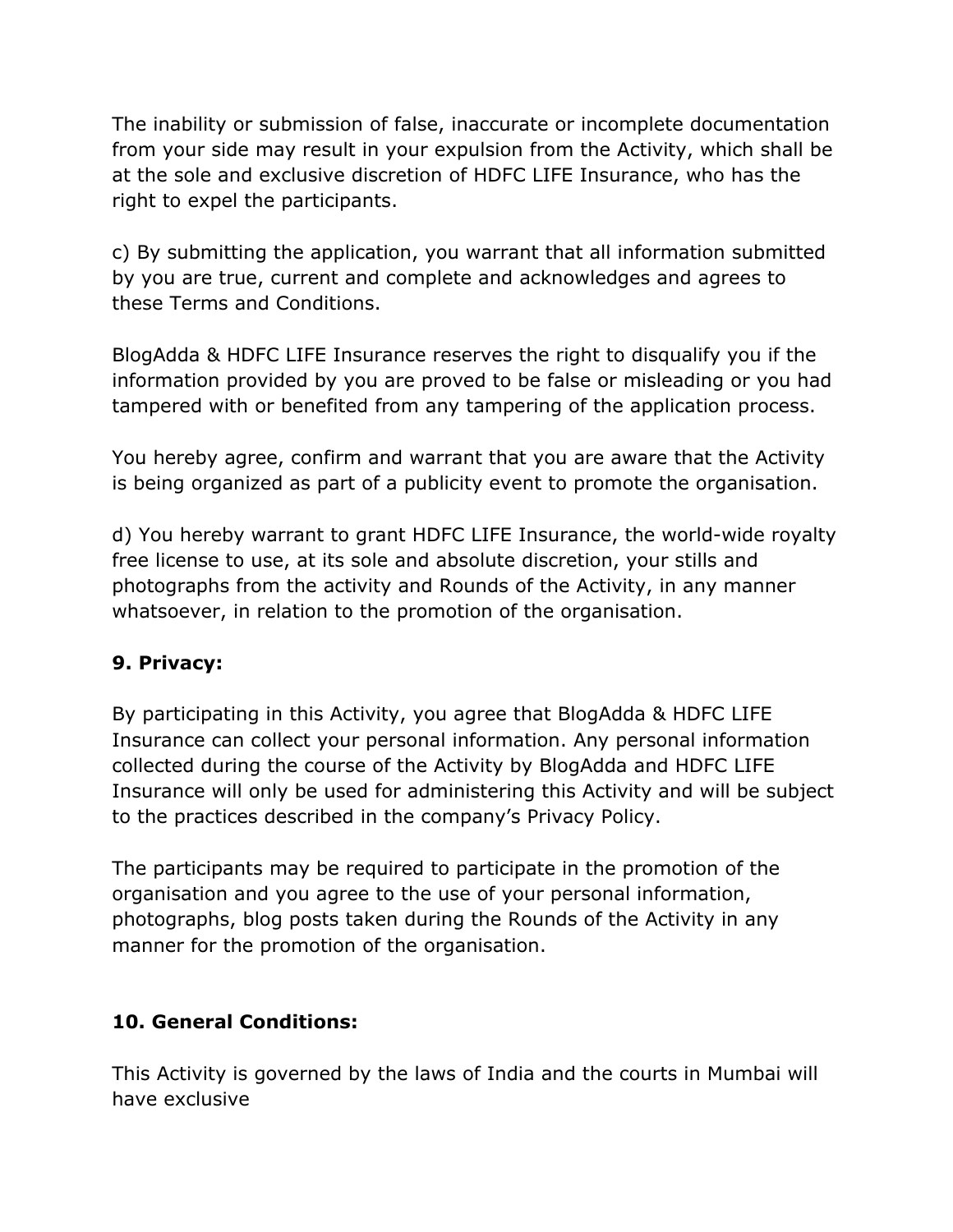The inability or submission of false, inaccurate or incomplete documentation from your side may result in your expulsion from the Activity, which shall be at the sole and exclusive discretion of HDFC LIFE Insurance, who has the right to expel the participants.

c) By submitting the application, you warrant that all information submitted by you are true, current and complete and acknowledges and agrees to these Terms and Conditions.

BlogAdda & HDFC LIFE Insurance reserves the right to disqualify you if the information provided by you are proved to be false or misleading or you had tampered with or benefited from any tampering of the application process.

You hereby agree, confirm and warrant that you are aware that the Activity is being organized as part of a publicity event to promote the organisation.

d) You hereby warrant to grant HDFC LIFE Insurance, the world-wide royalty free license to use, at its sole and absolute discretion, your stills and photographs from the activity and Rounds of the Activity, in any manner whatsoever, in relation to the promotion of the organisation.

**9. Privacy:**

By participating in this Activity, you agree that BlogAdda & HDFC LIFE Insurance can collect your personal information. Any personal information collected during the course of the Activity by BlogAdda and HDFC LIFE Insurance will only be used for administering this Activity and will be subject to the practices described in the company's Privacy Policy.

The participants may be required to participate in the promotion of the organisation and you agree to the use of your personal information, photographs, blog posts taken during the Rounds of the Activity in any manner for the promotion of the organisation.

**10. General Conditions:**

This Activity is governed by the laws of India and the courts in Mumbai will have exclusive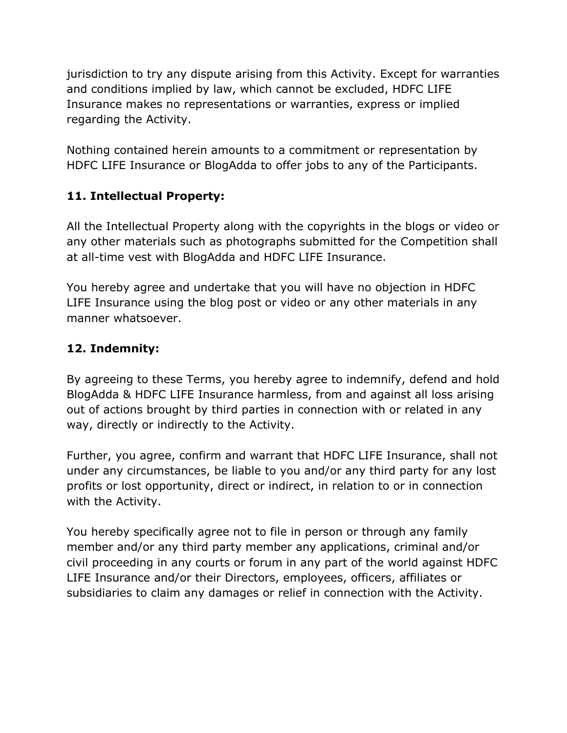jurisdiction to try any dispute arising from this Activity. Except for warranties and conditions implied by law, which cannot be excluded, HDFC LIFE Insurance makes no representations or warranties, express or implied regarding the Activity.

Nothing contained herein amounts to a commitment or representation by HDFC LIFE Insurance or BlogAdda to offer jobs to any of the Participants.

**11. Intellectual Property:**

All the Intellectual Property along with the copyrights in the blogs or video or any other materials such as photographs submitted for the Competition shall at all-time vest with BlogAdda and HDFC LIFE Insurance.

You hereby agree and undertake that you will have no objection in HDFC LIFE Insurance using the blog post or video or any other materials in any manner whatsoever.

**12. Indemnity:**

By agreeing to these Terms, you hereby agree to indemnify, defend and hold BlogAdda & HDFC LIFE Insurance harmless, from and against all loss arising out of actions brought by third parties in connection with or related in any way, directly or indirectly to the Activity.

Further, you agree, confirm and warrant that HDFC LIFE Insurance, shall not under any circumstances, be liable to you and/or any third party for any lost profits or lost opportunity, direct or indirect, in relation to or in connection with the Activity.

You hereby specifically agree not to file in person or through any family member and/or any third party member any applications, criminal and/or civil proceeding in any courts or forum in any part of the world against HDFC LIFE Insurance and/or their Directors, employees, officers, affiliates or subsidiaries to claim any damages or relief in connection with the Activity.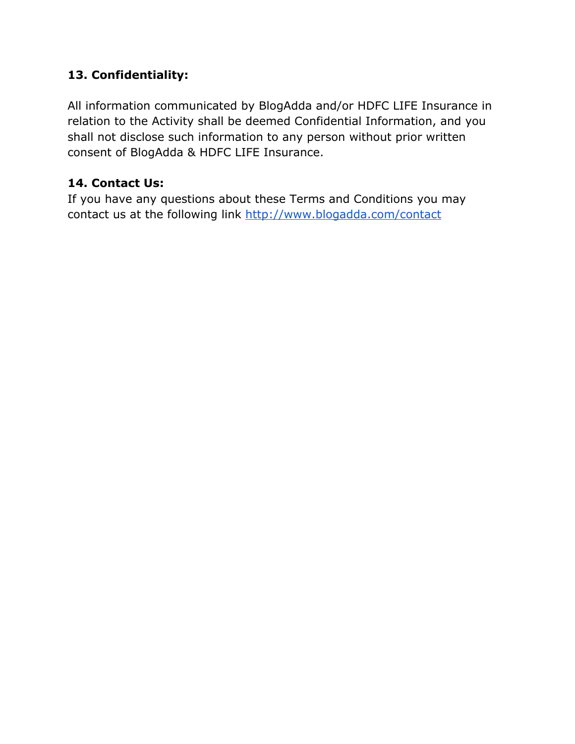**13. Confidentiality:**

All information communicated by BlogAdda and/or HDFC LIFE Insurance in relation to the Activity shall be deemed Confidential Information, and you shall not disclose such information to any person without prior written consent of BlogAdda & HDFC LIFE Insurance.

**14. Contact Us:**

If you have any questions about these Terms and Conditions you may contact us at the following link [http://www.blogadda.com/contact](http://www.blogadda.com/contact)